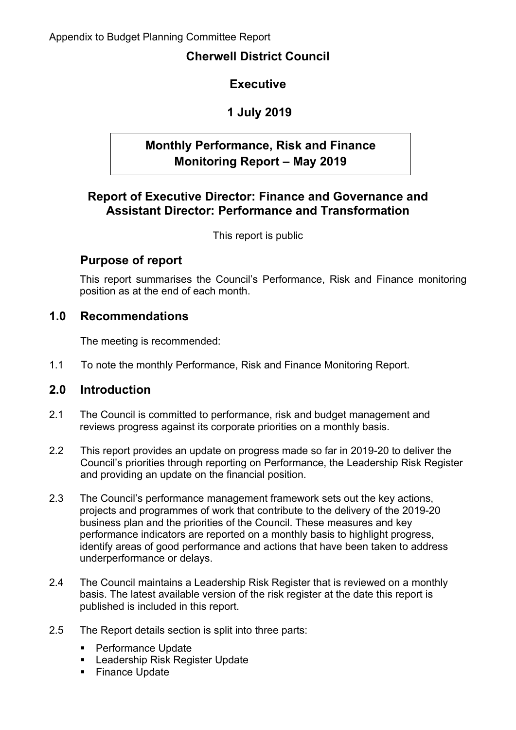Appendix to Budget Planning Committee Report

# Cherwell District Council

## Executive

## 1 July 2019

## Monthly Performance, Risk and Finance Monitoring Report – May 2019

## Report of Executive Director: Finance and Governance and Assistant Director: Performance and Transformation

This report is public

## Purpose of report

This report summarises the Council's Performance, Risk and Finance monitoring position as at the end of each month.

## 1.0 Recommendations

The meeting is recommended:

1.1 To note the monthly Performance, Risk and Finance Monitoring Report.

## 2.0 Introduction

2.1 The Council is committed to performance, risk and budget management and reviews progress against its corporate priorities on a monthly basis.

2.2 This report provides an update on progress made so far in 2019-20 to deliver the Council's priorities through reporting on Performance, the Leadership Risk Register and providing an update on the financial position.

2.3 The Council's performance management framework sets out the key actions, projects and programmes of work that contribute to the delivery of the 2019-20 business plan and the priorities of the Council. These measures and key performance indicators are reported on a monthly basis to highlight progress, identify areas of good performance and actions that have been taken to address underperformance or delays.

2.4 The Council maintains a Leadership Risk Register that is reviewed on a monthly basis. The latest available version of the risk register at the date this report is published is included in this report.

2.5 The Report details section is split into three parts:

- Performance Update
- Leadership Risk Register Update
- Finance Update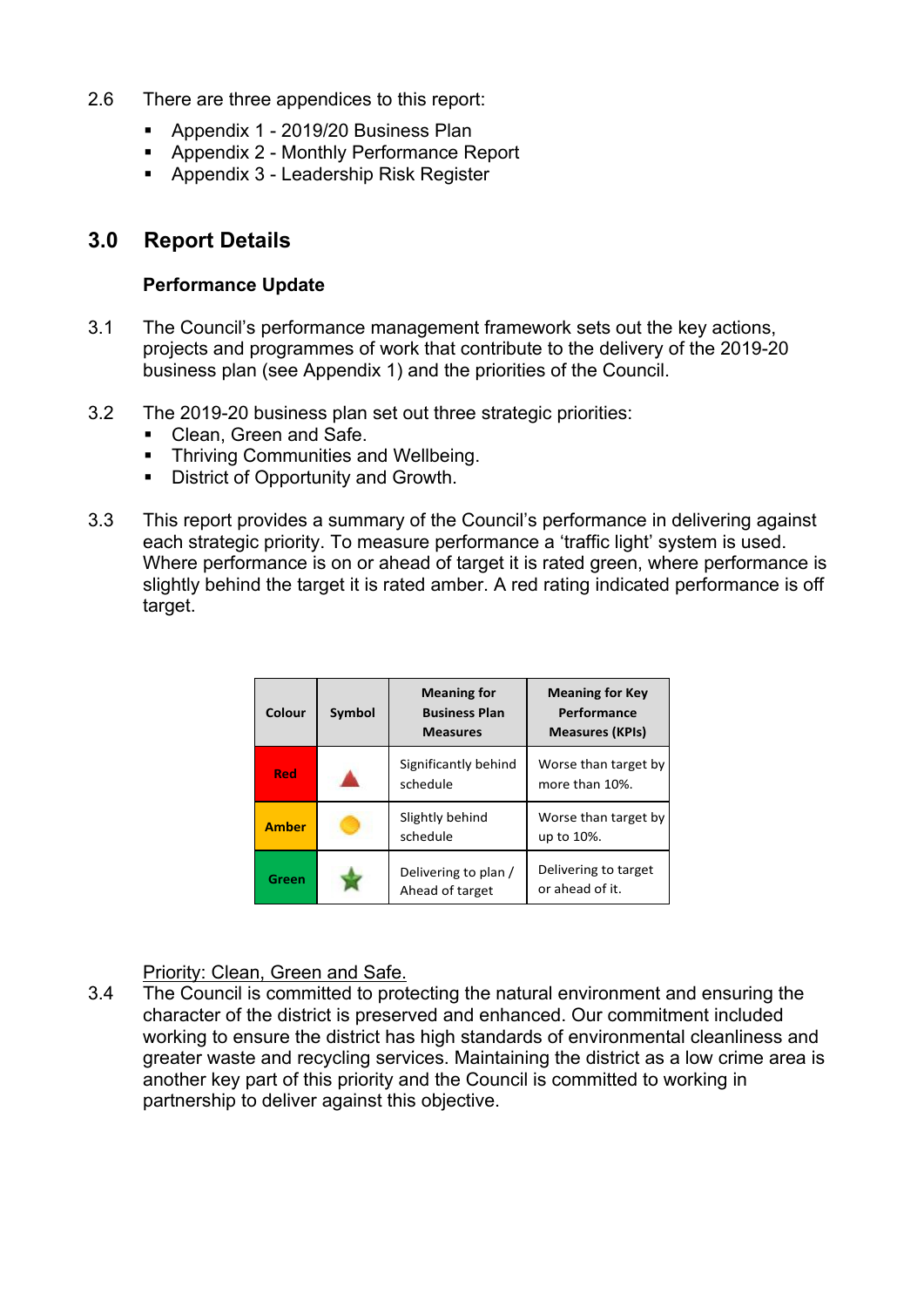2.6 There are three appendices to this report:

- Appendix 1 - 2019/20 Business Plan
- Appendix 2 - Monthly Performance Report
- Appendix 3 - Leadership Risk Register

## 3.0 Report Details

**Performance Update**

3.1 The Council's performance management framework sets out the key actions, projects and programmes of work that contribute to the delivery of the 2019-20 business plan (see Appendix 1) and the priorities of the Council.

3.2 The 2019-20 business plan set out three strategic priorities:

- Clean, Green and Safe.
- Thriving Communities and Wellbeing.
- District of Opportunity and Growth.

3.3 This report provides a summary of the Council's performance in delivering against each strategic priority. To measure performance a 'traffic light' system is used. Where performance is on or ahead of target it is rated green, where performance is slightly behind the target it is rated amber. A red rating indicated performance is off target.

| Colour | Symbol | Meaning for Business Plan Measures | Meaning for Key Performance Measures (KPIs) |
|---|---|---|---|
| Red | ▲ | Significantly behind schedule | Worse than target by more than 10%. |
| Amber | ● | Slightly behind schedule | Worse than target by up to 10%. |
| Green | ★ | Delivering to plan / Ahead of target | Delivering to target or ahead of it. |

Priority: Clean, Green and Safe.

3.4 The Council is committed to protecting the natural environment and ensuring the character of the district is preserved and enhanced. Our commitment included working to ensure the district has high standards of environmental cleanliness and greater waste and recycling services. Maintaining the district as a low crime area is another key part of this priority and the Council is committed to working in partnership to deliver against this objective.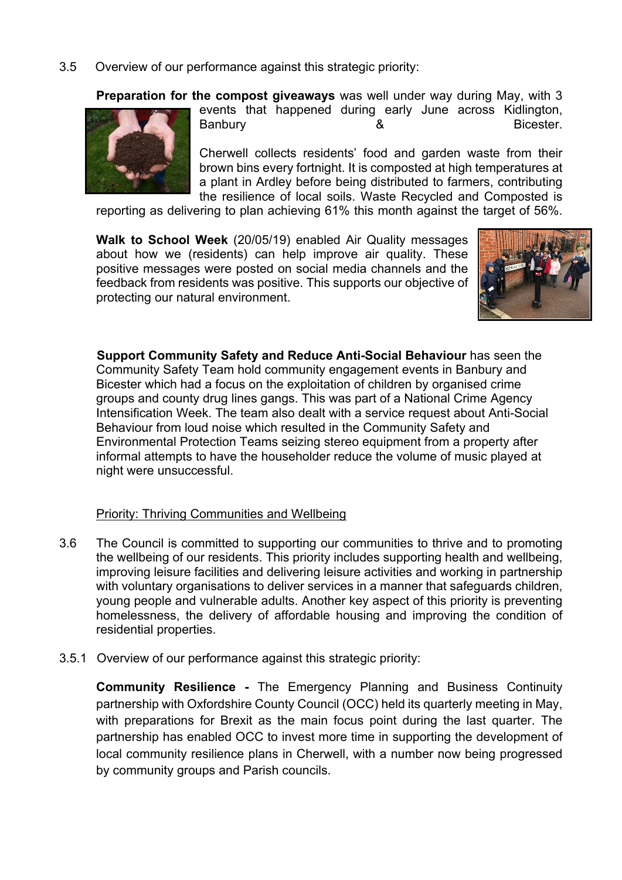3.5 Overview of our performance against this strategic priority:

**Preparation for the compost giveaways** was well under way during May, with 3 events that happened during early June across Kidlington, Banbury & Bicester.

Cherwell collects residents' food and garden waste from their brown bins every fortnight. It is composted at high temperatures at a plant in Ardley before being distributed to farmers, contributing the resilience of local soils. Waste Recycled and Composted is reporting as delivering to plan achieving 61% this month against the target of 56%.

**Walk to School Week** (20/05/19) enabled Air Quality messages about how we (residents) can help improve air quality. These positive messages were posted on social media channels and the feedback from residents was positive. This supports our objective of protecting our natural environment.

**Support Community Safety and Reduce Anti-Social Behaviour** has seen the Community Safety Team hold community engagement events in Banbury and Bicester which had a focus on the exploitation of children by organised crime groups and county drug lines gangs. This was part of a National Crime Agency Intensification Week. The team also dealt with a service request about Anti-Social Behaviour from loud noise which resulted in the Community Safety and Environmental Protection Teams seizing stereo equipment from a property after informal attempts to have the householder reduce the volume of music played at night were unsuccessful.

Priority: Thriving Communities and Wellbeing

3.6 The Council is committed to supporting our communities to thrive and to promoting the wellbeing of our residents. This priority includes supporting health and wellbeing, improving leisure facilities and delivering leisure activities and working in partnership with voluntary organisations to deliver services in a manner that safeguards children, young people and vulnerable adults. Another key aspect of this priority is preventing homelessness, the delivery of affordable housing and improving the condition of residential properties.

3.5.1 Overview of our performance against this strategic priority:

**Community Resilience -** The Emergency Planning and Business Continuity partnership with Oxfordshire County Council (OCC) held its quarterly meeting in May, with preparations for Brexit as the main focus point during the last quarter. The partnership has enabled OCC to invest more time in supporting the development of local community resilience plans in Cherwell, with a number now being progressed by community groups and Parish councils.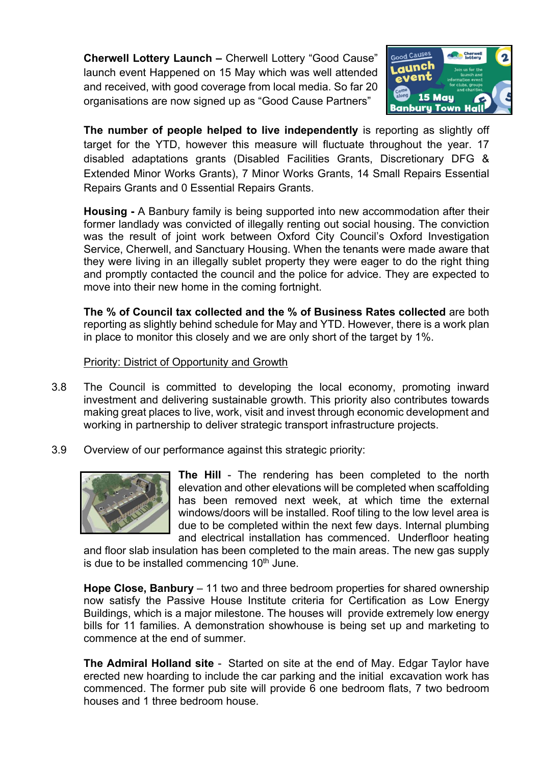**Cherwell Lottery Launch –** Cherwell Lottery "Good Cause" launch event Happened on 15 May which was well attended and received, with good coverage from local media. So far 20 organisations are now signed up as "Good Cause Partners"

**The number of people helped to live independently** is reporting as slightly off target for the YTD, however this measure will fluctuate throughout the year. 17 disabled adaptations grants (Disabled Facilities Grants, Discretionary DFG & Extended Minor Works Grants), 7 Minor Works Grants, 14 Small Repairs Essential Repairs Grants and 0 Essential Repairs Grants.

**Housing -** A Banbury family is being supported into new accommodation after their former landlady was convicted of illegally renting out social housing. The conviction was the result of joint work between Oxford City Council's Oxford Investigation Service, Cherwell, and Sanctuary Housing. When the tenants were made aware that they were living in an illegally sublet property they were eager to do the right thing and promptly contacted the council and the police for advice. They are expected to move into their new home in the coming fortnight.

**The % of Council tax collected and the % of Business Rates collected** are both reporting as slightly behind schedule for May and YTD. However, there is a work plan in place to monitor this closely and we are only short of the target by 1%.

Priority: District of Opportunity and Growth

3.8 The Council is committed to developing the local economy, promoting inward investment and delivering sustainable growth. This priority also contributes towards making great places to live, work, visit and invest through economic development and working in partnership to deliver strategic transport infrastructure projects.

3.9 Overview of our performance against this strategic priority:

**The Hill** - The rendering has been completed to the north elevation and other elevations will be completed when scaffolding has been removed next week, at which time the external windows/doors will be installed. Roof tiling to the low level area is due to be completed within the next few days. Internal plumbing and electrical installation has commenced. Underfloor heating and floor slab insulation has been completed to the main areas. The new gas supply is due to be installed commencing 10th June.

**Hope Close, Banbury** – 11 two and three bedroom properties for shared ownership now satisfy the Passive House Institute criteria for Certification as Low Energy Buildings, which is a major milestone. The houses will provide extremely low energy bills for 11 families. A demonstration showhouse is being set up and marketing to commence at the end of summer.

**The Admiral Holland site** - Started on site at the end of May. Edgar Taylor have erected new hoarding to include the car parking and the initial excavation work has commenced. The former pub site will provide 6 one bedroom flats, 7 two bedroom houses and 1 three bedroom house.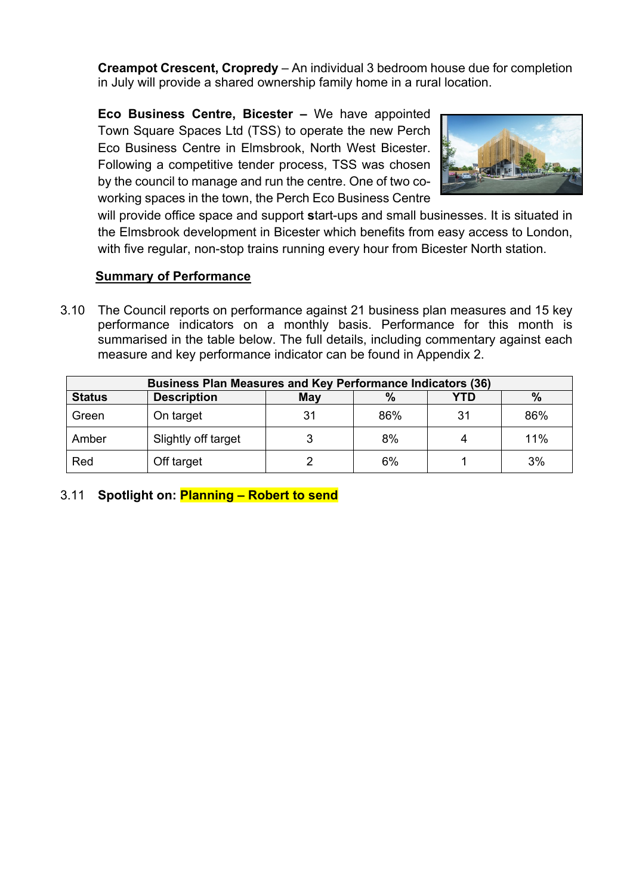**Creampot Crescent, Cropredy** – An individual 3 bedroom house due for completion in July will provide a shared ownership family home in a rural location.

**Eco Business Centre, Bicester –** We have appointed Town Square Spaces Ltd (TSS) to operate the new Perch Eco Business Centre in Elmsbrook, North West Bicester. Following a competitive tender process, TSS was chosen by the council to manage and run the centre. One of two co-working spaces in the town, the Perch Eco Business Centre will provide office space and support **s**tart-ups and small businesses. It is situated in the Elmsbrook development in Bicester which benefits from easy access to London, with five regular, non-stop trains running every hour from Bicester North station.

**Summary of Performance**

3.10 The Council reports on performance against 21 business plan measures and 15 key performance indicators on a monthly basis. Performance for this month is summarised in the table below. The full details, including commentary against each measure and key performance indicator can be found in Appendix 2.

| Business Plan Measures and Key Performance Indicators (36) | | | | | |
|---|---|---|---|---|---|
| **Status** | **Description** | **May** | **%** | **YTD** | **%** |
| Green | On target | 31 | 86% | 31 | 86% |
| Amber | Slightly off target | 3 | 8% | 4 | 11% |
| Red | Off target | 2 | 6% | 1 | 3% |

3.11 **Spotlight on: Planning – Robert to send**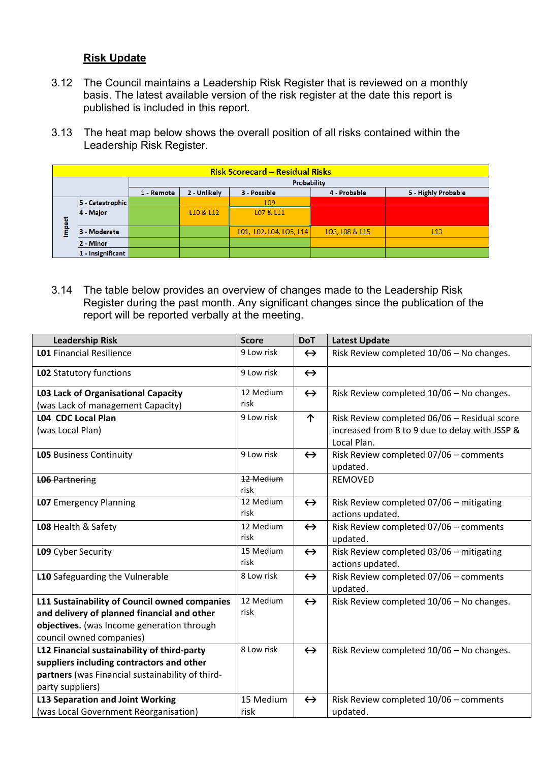## Risk Update

3.12 The Council maintains a Leadership Risk Register that is reviewed on a monthly basis. The latest available version of the risk register at the date this report is published is included in this report.

3.13 The heat map below shows the overall position of all risks contained within the Leadership Risk Register.

| Risk Scorecard – Residual Risks | | | | | | |
|---|---|---|---|---|---|---|
| | | Probability | | | | |
| | | 1 - Remote | 2 - Unlikely | 3 - Possible | 4 - Probable | 5 - Highly Probable |
| Impact | 5 - Catastrophic | | | L09 | | |
| | 4 - Major | | L10 & L12 | L07 & L11 | | |
| | 3 - Moderate | | | L01, L02, L04, L05, L14 | L03, L08 & L15 | L13 |
| | 2 - Minor | | | | | |
| | 1 - Insignificant | | | | | |

3.14 The table below provides an overview of changes made to the Leadership Risk Register during the past month. Any significant changes since the publication of the report will be reported verbally at the meeting.

| Leadership Risk | Score | DoT | Latest Update |
|---|---|---|---|
| **L01** Financial Resilience | 9 Low risk | ↔ | Risk Review completed 10/06 – No changes. |
| **L02** Statutory functions | 9 Low risk | ↔ | |
| **L03 Lack of Organisational Capacity** (was Lack of management Capacity) | 12 Medium risk | ↔ | Risk Review completed 10/06 – No changes. |
| **L04 CDC Local Plan** (was Local Plan) | 9 Low risk | ↑ | Risk Review completed 06/06 – Residual score increased from 8 to 9 due to delay with JSSP & Local Plan. |
| **L05** Business Continuity | 9 Low risk | ↔ | Risk Review completed 07/06 – comments updated. |
| ~~**L06** Partnering~~ | ~~12 Medium risk~~ | | REMOVED |
| **L07** Emergency Planning | 12 Medium risk | ↔ | Risk Review completed 07/06 – mitigating actions updated. |
| **L08** Health & Safety | 12 Medium risk | ↔ | Risk Review completed 07/06 – comments updated. |
| **L09** Cyber Security | 15 Medium risk | ↔ | Risk Review completed 03/06 – mitigating actions updated. |
| **L10** Safeguarding the Vulnerable | 8 Low risk | ↔ | Risk Review completed 07/06 – comments updated. |
| **L11 Sustainability of Council owned companies and delivery of planned financial and other objectives.** (was Income generation through council owned companies) | 12 Medium risk | ↔ | Risk Review completed 10/06 – No changes. |
| **L12 Financial sustainability of third-party suppliers including contractors and other partners** (was Financial sustainability of third-party suppliers) | 8 Low risk | ↔ | Risk Review completed 10/06 – No changes. |
| **L13 Separation and Joint Working** (was Local Government Reorganisation) | 15 Medium risk | ↔ | Risk Review completed 10/06 – comments updated. |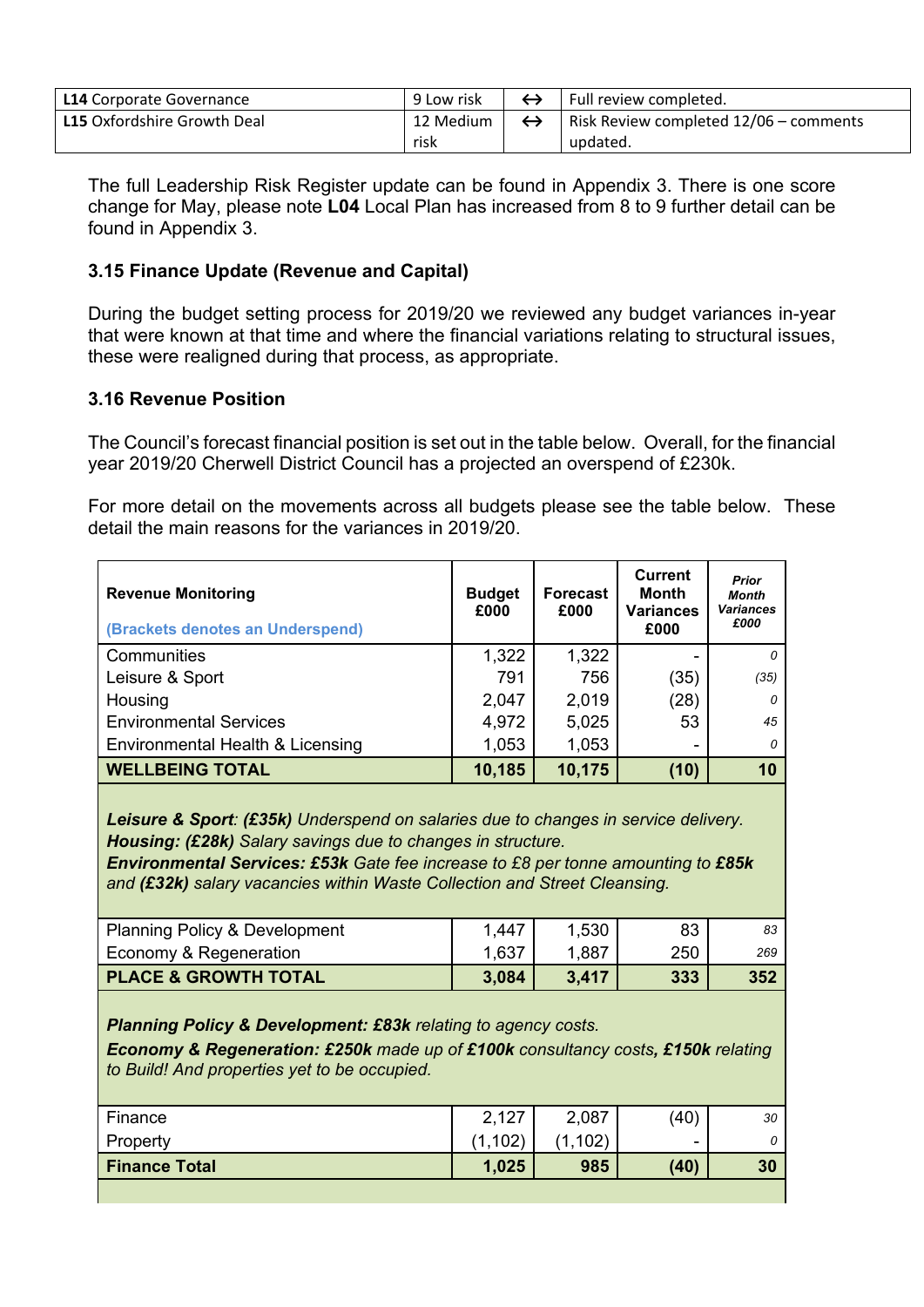| | | | |
|---|---|---|---|
| **L14** Corporate Governance | 9 Low risk | ↔ | Full review completed. |
| **L15** Oxfordshire Growth Deal | 12 Medium risk | ↔ | Risk Review completed 12/06 – comments updated. |

The full Leadership Risk Register update can be found in Appendix 3. There is one score change for May, please note **L04** Local Plan has increased from 8 to 9 further detail can be found in Appendix 3.

### 3.15 Finance Update (Revenue and Capital)

During the budget setting process for 2019/20 we reviewed any budget variances in-year that were known at that time and where the financial variations relating to structural issues, these were realigned during that process, as appropriate.

### 3.16 Revenue Position

The Council's forecast financial position is set out in the table below. Overall, for the financial year 2019/20 Cherwell District Council has a projected an overspend of £230k.

For more detail on the movements across all budgets please see the table below. These detail the main reasons for the variances in 2019/20.

| **Revenue Monitoring** (Brackets denotes an Underspend) | **Budget £000** | **Forecast £000** | **Current Month Variances £000** | ***Prior Month Variances £000*** |
|---|---|---|---|---|
| Communities | 1,322 | 1,322 | - | *0* |
| Leisure & Sport | 791 | 756 | (35) | *(35)* |
| Housing | 2,047 | 2,019 | (28) | *0* |
| Environmental Services | 4,972 | 5,025 | 53 | *45* |
| Environmental Health & Licensing | 1,053 | 1,053 | - | *0* |
| **WELLBEING TOTAL** | **10,185** | **10,175** | **(10)** | **10** |
| ***Leisure & Sport**: **(£35k)** Underspend on salaries due to changes in service delivery.* ***Housing: (£28k)** Salary savings due to changes in structure.* ***Environmental Services: £53k** Gate fee increase to £8 per tonne amounting to **£85k** and **(£32k)** salary vacancies within Waste Collection and Street Cleansing.* | | | | |
| Planning Policy & Development | 1,447 | 1,530 | 83 | *83* |
| Economy & Regeneration | 1,637 | 1,887 | 250 | *269* |
| **PLACE & GROWTH TOTAL** | **3,084** | **3,417** | **333** | **352** |
| ***Planning Policy & Development: £83k** relating to agency costs.* ***Economy & Regeneration: £250k** made up of **£100k** consultancy costs**, £150k** relating to Build! And properties yet to be occupied.* | | | | |
| Finance | 2,127 | 2,087 | (40) | *30* |
| Property | (1,102) | (1,102) | - | *0* |
| **Finance Total** | **1,025** | **985** | **(40)** | **30** |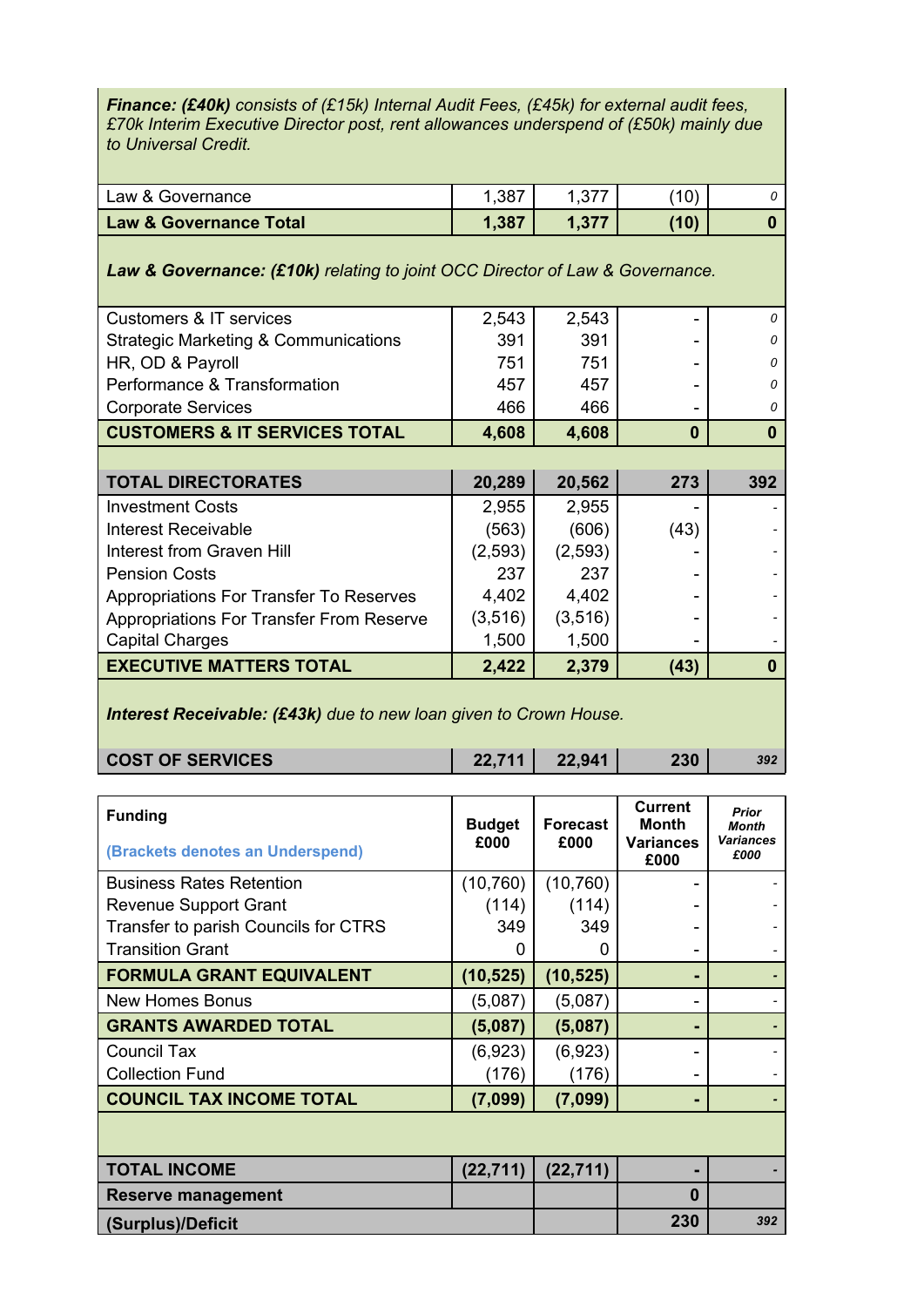***Finance: (£40k)*** *consists of (£15k) Internal Audit Fees, (£45k) for external audit fees, £70k Interim Executive Director post, rent allowances underspend of (£50k) mainly due to Universal Credit.*

| | | | | |
|---|---|---|---|---|
| Law & Governance | 1,387 | 1,377 | (10) | *0* |
| **Law & Governance Total** | **1,387** | **1,377** | **(10)** | **0** |

***Law & Governance: (£10k)*** *relating to joint OCC Director of Law & Governance.*

| | | | | |
|---|---|---|---|---|
| Customers & IT services | 2,543 | 2,543 | - | *0* |
| Strategic Marketing & Communications | 391 | 391 | - | *0* |
| HR, OD & Payroll | 751 | 751 | - | *0* |
| Performance & Transformation | 457 | 457 | - | *0* |
| Corporate Services | 466 | 466 | - | *0* |
| **CUSTOMERS & IT SERVICES TOTAL** | **4,608** | **4,608** | **0** | **0** |
| | | | | |
| **TOTAL DIRECTORATES** | **20,289** | **20,562** | **273** | **392** |
| Investment Costs | 2,955 | 2,955 | - | - |
| Interest Receivable | (563) | (606) | (43) | - |
| Interest from Graven Hill | (2,593) | (2,593) | - | - |
| Pension Costs | 237 | 237 | - | - |
| Appropriations For Transfer To Reserves | 4,402 | 4,402 | - | - |
| Appropriations For Transfer From Reserve | (3,516) | (3,516) | - | - |
| Capital Charges | 1,500 | 1,500 | - | - |
| **EXECUTIVE MATTERS TOTAL** | **2,422** | **2,379** | **(43)** | **0** |

***Interest Receivable: (£43k)*** *due to new loan given to Crown House.*

| | | | | |
|---|---|---|---|---|
| **COST OF SERVICES** | **22,711** | **22,941** | **230** | ***392*** |

| **Funding**<br>**(Brackets denotes an Underspend)** | **Budget £000** | **Forecast £000** | **Current Month Variances £000** | ***Prior Month Variances £000*** |
|---|---|---|---|---|
| Business Rates Retention | (10,760) | (10,760) | - | - |
| Revenue Support Grant | (114) | (114) | - | - |
| Transfer to parish Councils for CTRS | 349 | 349 | - | - |
| Transition Grant | 0 | 0 | - | - |
| **FORMULA GRANT EQUIVALENT** | **(10,525)** | **(10,525)** | **-** | **-** |
| New Homes Bonus | (5,087) | (5,087) | - | - |
| **GRANTS AWARDED TOTAL** | **(5,087)** | **(5,087)** | **-** | **-** |
| Council Tax | (6,923) | (6,923) | - | - |
| Collection Fund | (176) | (176) | - | - |
| **COUNCIL TAX INCOME TOTAL** | **(7,099)** | **(7,099)** | **-** | **-** |
| | | | | |
| **TOTAL INCOME** | **(22,711)** | **(22,711)** | **-** | **-** |
| **Reserve management** | | | **0** | |
| **(Surplus)/Deficit** | | | **230** | ***392*** |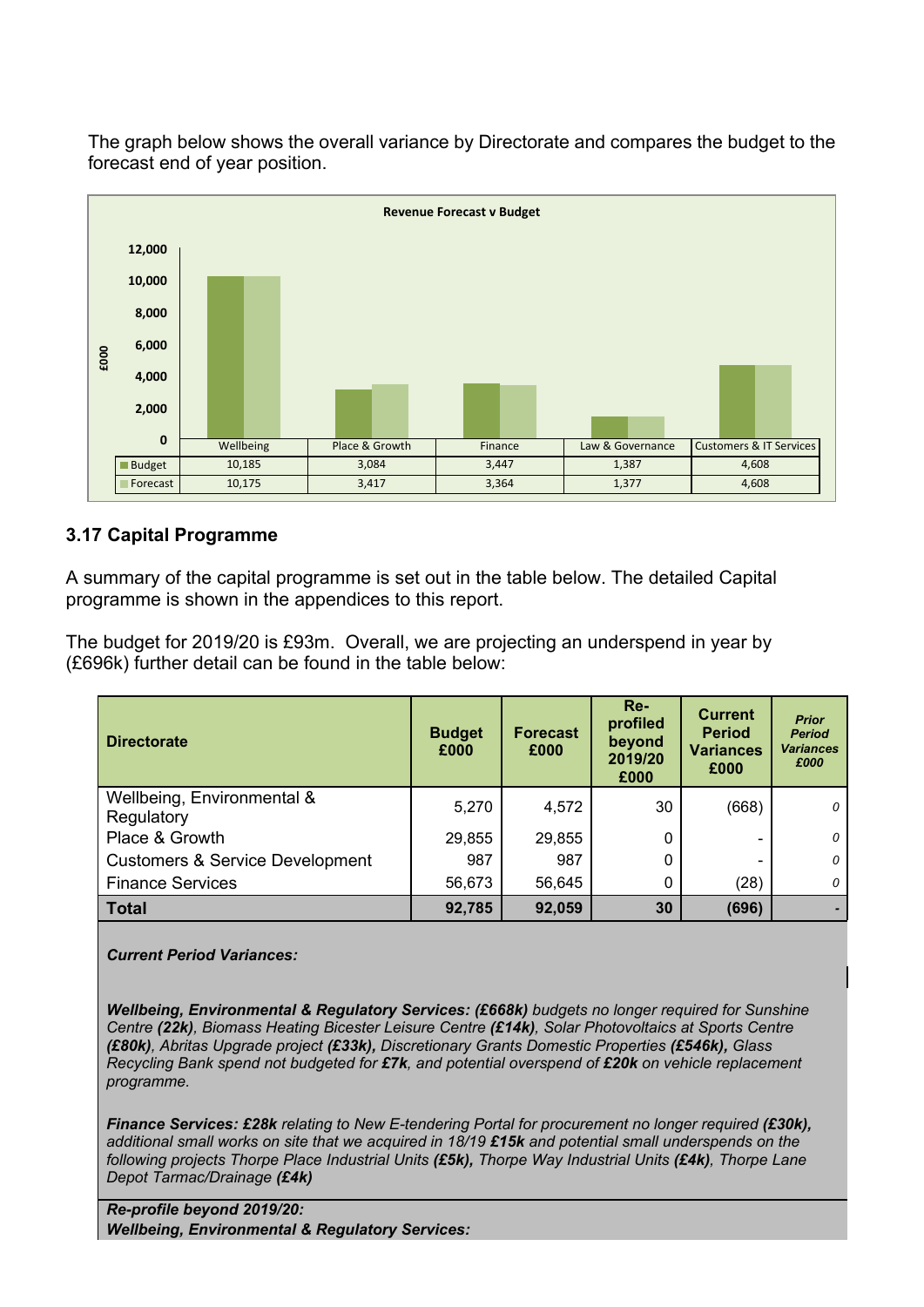The graph below shows the overall variance by Directorate and compares the budget to the forecast end of year position.

**Revenue Forecast v Budget**

| £000 | Wellbeing | Place & Growth | Finance | Law & Governance | Customers & IT Services |
|---|---|---|---|---|---|
| Budget | 10,185 | 3,084 | 3,447 | 1,387 | 4,608 |
| Forecast | 10,175 | 3,417 | 3,364 | 1,377 | 4,608 |

### 3.17 Capital Programme

A summary of the capital programme is set out in the table below. The detailed Capital programme is shown in the appendices to this report.

The budget for 2019/20 is £93m. Overall, we are projecting an underspend in year by (£696k) further detail can be found in the table below:

| Directorate | Budget £000 | Forecast £000 | Re-profiled beyond 2019/20 £000 | Current Period Variances £000 | *Prior Period Variances £000* |
|---|---|---|---|---|---|
| Wellbeing, Environmental & Regulatory | 5,270 | 4,572 | 30 | (668) | *0* |
| Place & Growth | 29,855 | 29,855 | 0 | - | *0* |
| Customers & Service Development | 987 | 987 | 0 | - | *0* |
| Finance Services | 56,673 | 56,645 | 0 | (28) | *0* |
| **Total** | **92,785** | **92,059** | **30** | **(696)** | **-** |

***Current Period Variances:***

***Wellbeing, Environmental & Regulatory Services: (£668k)*** *budgets no longer required for Sunshine Centre **(22k)**, Biomass Heating Bicester Leisure Centre **(£14k)**, Solar Photovoltaics at Sports Centre **(£80k)**, Abritas Upgrade project **(£33k),** Discretionary Grants Domestic Properties **(£546k),** Glass Recycling Bank spend not budgeted for **£7k**, and potential overspend of **£20k** on vehicle replacement programme.*

***Finance Services: £28k*** *relating to New E-tendering Portal for procurement no longer required **(£30k),** additional small works on site that we acquired in 18/19 **£15k** and potential small underspends on the following projects Thorpe Place Industrial Units **(£5k),** Thorpe Way Industrial Units **(£4k)**, Thorpe Lane Depot Tarmac/Drainage **(£4k)***

***Re-profile beyond 2019/20:***
***Wellbeing, Environmental & Regulatory Services:***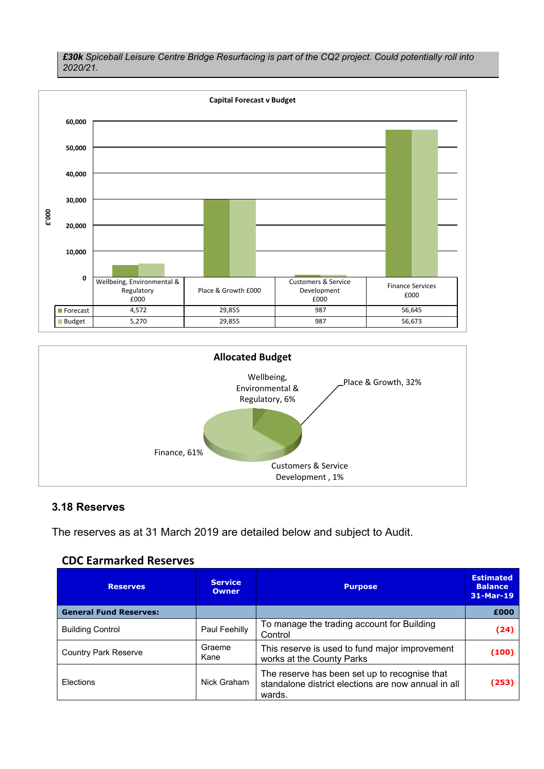***£30k** Spiceball Leisure Centre Bridge Resurfacing is part of the CQ2 project. Could potentially roll into 2020/21.*

**Capital Forecast v Budget**

| | Wellbeing, Environmental & Regulatory £000 | Place & Growth £000 | Customers & Service Development £000 | Finance Services £000 |
|---|---|---|---|---|
| Forecast | 4,572 | 29,855 | 987 | 56,645 |
| Budget | 5,270 | 29,855 | 987 | 56,673 |

**Allocated Budget**

- Wellbeing, Environmental & Regulatory, 6%
- Place & Growth, 32%
- Customers & Service Development , 1%
- Finance, 61%

### 3.18 Reserves

The reserves as at 31 March 2019 are detailed below and subject to Audit.

## CDC Earmarked Reserves

| Reserves | Service Owner | Purpose | Estimated Balance 31-Mar-19 |
|---|---|---|---|
| **General Fund Reserves:** | | | **£000** |
| Building Control | Paul Feehilly | To manage the trading account for Building Control | (24) |
| Country Park Reserve | Graeme Kane | This reserve is used to fund major improvement works at the County Parks | (100) |
| Elections | Nick Graham | The reserve has been set up to recognise that standalone district elections are now annual in all wards. | (253) |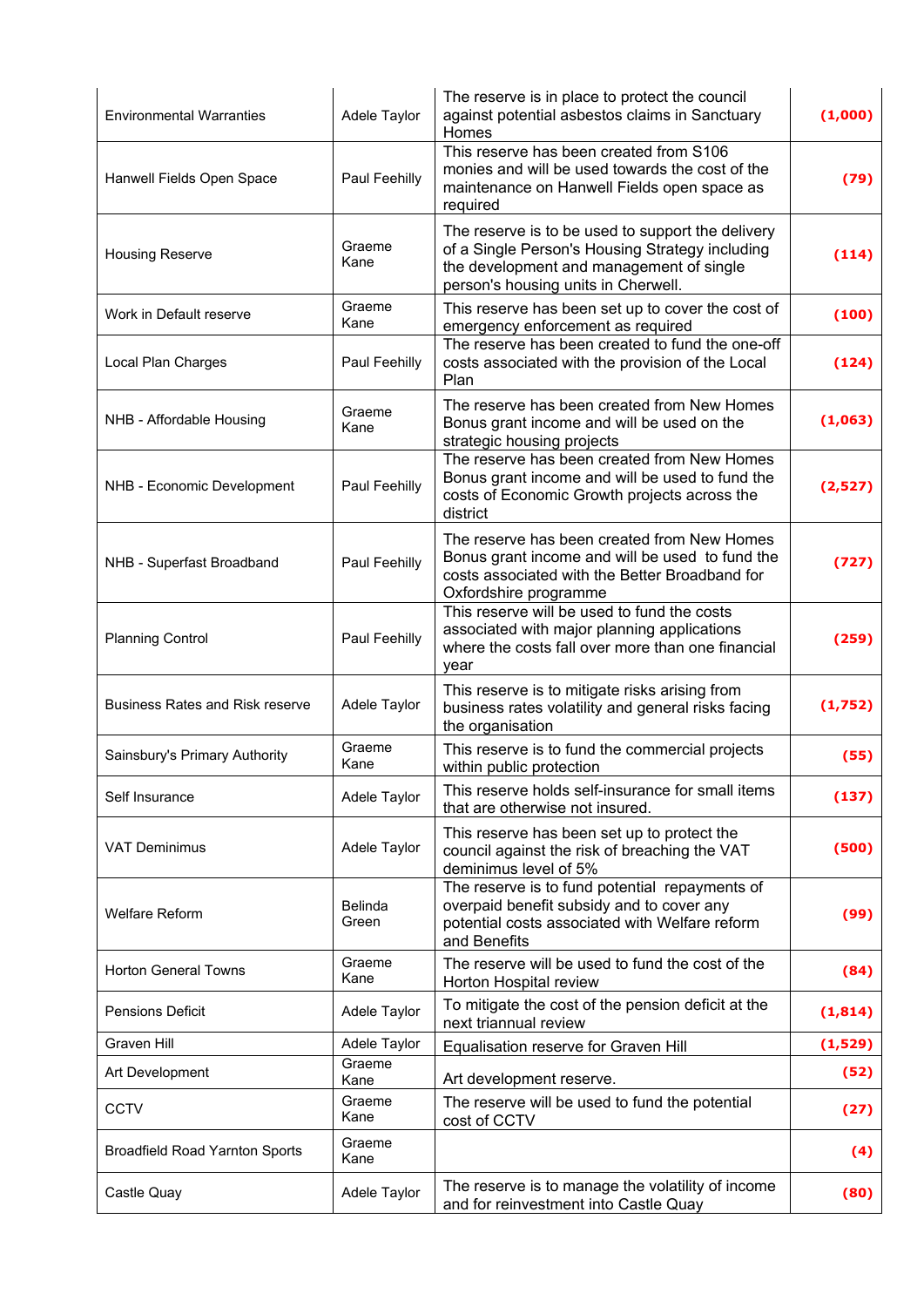| | | | |
|---|---|---|---|
| Environmental Warranties | Adele Taylor | The reserve is in place to protect the council against potential asbestos claims in Sanctuary Homes | **(1,000)** |
| Hanwell Fields Open Space | Paul Feehilly | This reserve has been created from S106 monies and will be used towards the cost of the maintenance on Hanwell Fields open space as required | **(79)** |
| Housing Reserve | Graeme Kane | The reserve is to be used to support the delivery of a Single Person's Housing Strategy including the development and management of single person's housing units in Cherwell. | **(114)** |
| Work in Default reserve | Graeme Kane | This reserve has been set up to cover the cost of emergency enforcement as required | **(100)** |
| Local Plan Charges | Paul Feehilly | The reserve has been created to fund the one-off costs associated with the provision of the Local Plan | **(124)** |
| NHB - Affordable Housing | Graeme Kane | The reserve has been created from New Homes Bonus grant income and will be used on the strategic housing projects | **(1,063)** |
| NHB - Economic Development | Paul Feehilly | The reserve has been created from New Homes Bonus grant income and will be used to fund the costs of Economic Growth projects across the district | **(2,527)** |
| NHB - Superfast Broadband | Paul Feehilly | The reserve has been created from New Homes Bonus grant income and will be used to fund the costs associated with the Better Broadband for Oxfordshire programme | **(727)** |
| Planning Control | Paul Feehilly | This reserve will be used to fund the costs associated with major planning applications where the costs fall over more than one financial year | **(259)** |
| Business Rates and Risk reserve | Adele Taylor | This reserve is to mitigate risks arising from business rates volatility and general risks facing the organisation | **(1,752)** |
| Sainsbury's Primary Authority | Graeme Kane | This reserve is to fund the commercial projects within public protection | **(55)** |
| Self Insurance | Adele Taylor | This reserve holds self-insurance for small items that are otherwise not insured. | **(137)** |
| VAT Deminimus | Adele Taylor | This reserve has been set up to protect the council against the risk of breaching the VAT deminimus level of 5% | **(500)** |
| Welfare Reform | Belinda Green | The reserve is to fund potential repayments of overpaid benefit subsidy and to cover any potential costs associated with Welfare reform and Benefits | **(99)** |
| Horton General Towns | Graeme Kane | The reserve will be used to fund the cost of the Horton Hospital review | **(84)** |
| Pensions Deficit | Adele Taylor | To mitigate the cost of the pension deficit at the next triannual review | **(1,814)** |
| Graven Hill | Adele Taylor | Equalisation reserve for Graven Hill | **(1,529)** |
| Art Development | Graeme Kane | Art development reserve. | **(52)** |
| CCTV | Graeme Kane | The reserve will be used to fund the potential cost of CCTV | **(27)** |
| Broadfield Road Yarnton Sports | Graeme Kane | | **(4)** |
| Castle Quay | Adele Taylor | The reserve is to manage the volatility of income and for reinvestment into Castle Quay | **(80)** |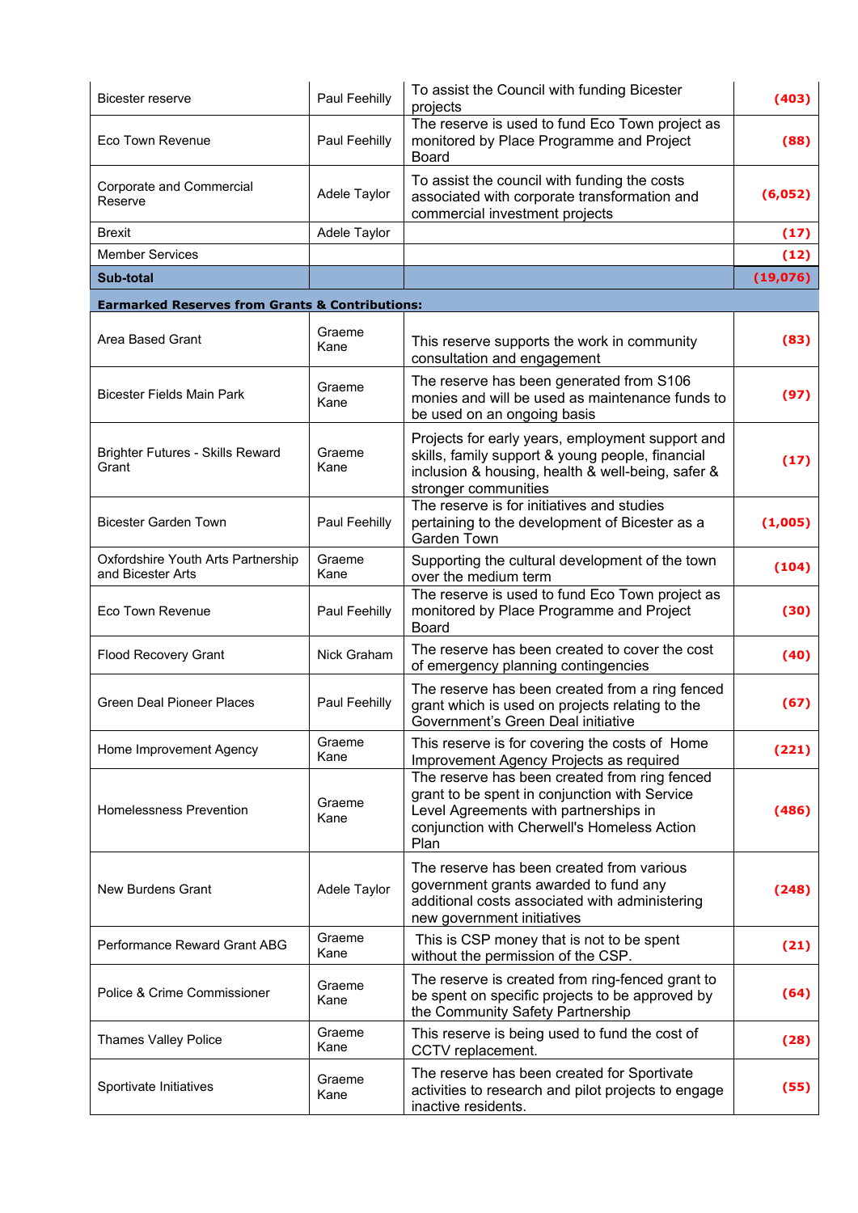| | | | |
|---|---|---|---|
| Bicester reserve | Paul Feehilly | To assist the Council with funding Bicester projects | **(403)** |
| Eco Town Revenue | Paul Feehilly | The reserve is used to fund Eco Town project as monitored by Place Programme and Project Board | **(88)** |
| Corporate and Commercial Reserve | Adele Taylor | To assist the council with funding the costs associated with corporate transformation and commercial investment projects | **(6,052)** |
| Brexit | Adele Taylor | | **(17)** |
| Member Services | | | **(12)** |
| **Sub-total** | | | **(19,076)** |
| **Earmarked Reserves from Grants & Contributions:** | | | |
| Area Based Grant | Graeme Kane | This reserve supports the work in community consultation and engagement | **(83)** |
| Bicester Fields Main Park | Graeme Kane | The reserve has been generated from S106 monies and will be used as maintenance funds to be used on an ongoing basis | **(97)** |
| Brighter Futures - Skills Reward Grant | Graeme Kane | Projects for early years, employment support and skills, family support & young people, financial inclusion & housing, health & well-being, safer & stronger communities | **(17)** |
| Bicester Garden Town | Paul Feehilly | The reserve is for initiatives and studies pertaining to the development of Bicester as a Garden Town | **(1,005)** |
| Oxfordshire Youth Arts Partnership and Bicester Arts | Graeme Kane | Supporting the cultural development of the town over the medium term | **(104)** |
| Eco Town Revenue | Paul Feehilly | The reserve is used to fund Eco Town project as monitored by Place Programme and Project Board | **(30)** |
| Flood Recovery Grant | Nick Graham | The reserve has been created to cover the cost of emergency planning contingencies | **(40)** |
| Green Deal Pioneer Places | Paul Feehilly | The reserve has been created from a ring fenced grant which is used on projects relating to the Government's Green Deal initiative | **(67)** |
| Home Improvement Agency | Graeme Kane | This reserve is for covering the costs of Home Improvement Agency Projects as required | **(221)** |
| Homelessness Prevention | Graeme Kane | The reserve has been created from ring fenced grant to be spent in conjunction with Service Level Agreements with partnerships in conjunction with Cherwell's Homeless Action Plan | **(486)** |
| New Burdens Grant | Adele Taylor | The reserve has been created from various government grants awarded to fund any additional costs associated with administering new government initiatives | **(248)** |
| Performance Reward Grant ABG | Graeme Kane | This is CSP money that is not to be spent without the permission of the CSP. | **(21)** |
| Police & Crime Commissioner | Graeme Kane | The reserve is created from ring-fenced grant to be spent on specific projects to be approved by the Community Safety Partnership | **(64)** |
| Thames Valley Police | Graeme Kane | This reserve is being used to fund the cost of CCTV replacement. | **(28)** |
| Sportivate Initiatives | Graeme Kane | The reserve has been created for Sportivate activities to research and pilot projects to engage inactive residents. | **(55)** |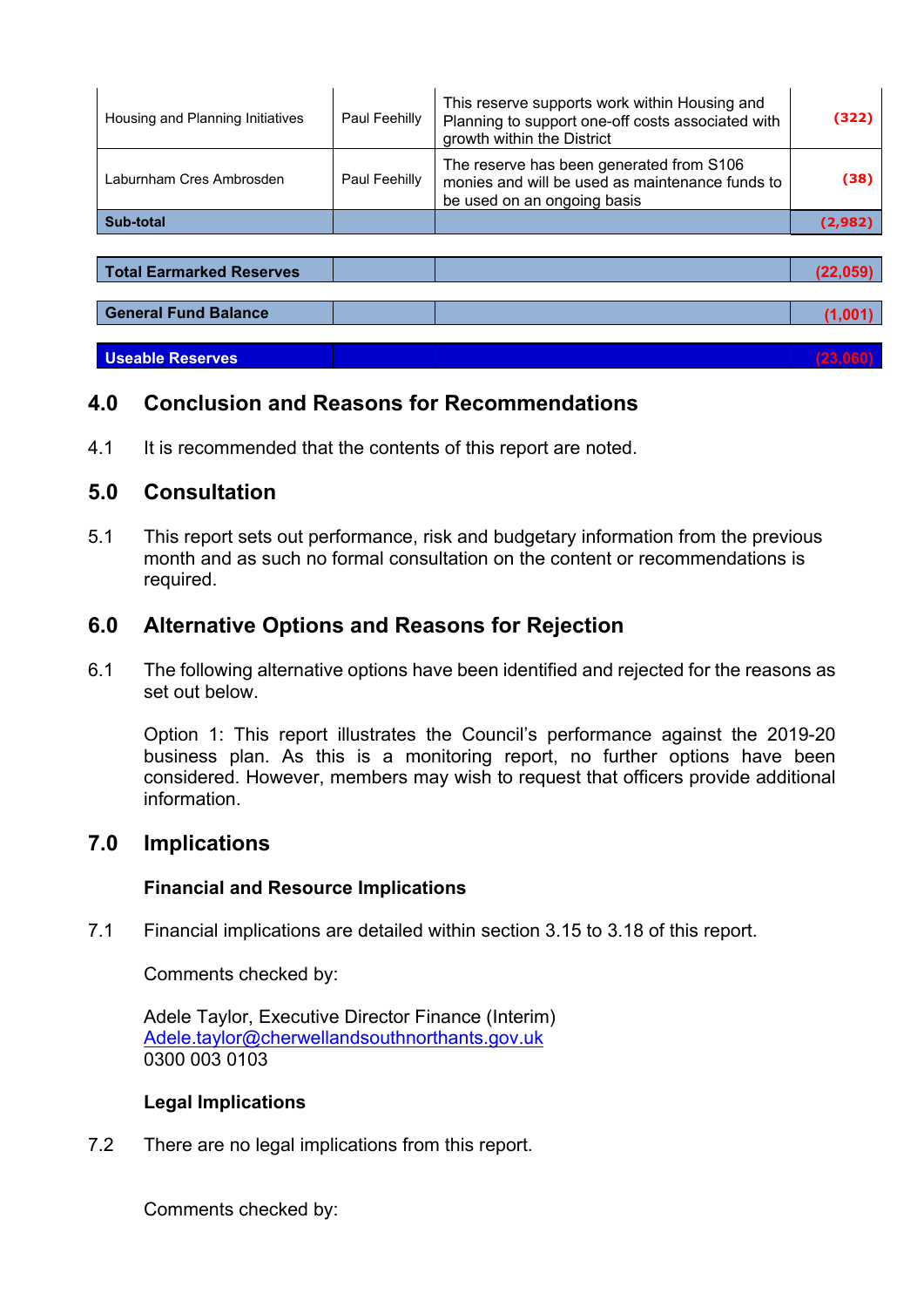| | | | |
|---|---|---|---|
| Housing and Planning Initiatives | Paul Feehilly | This reserve supports work within Housing and Planning to support one-off costs associated with growth within the District | (322) |
| Laburnham Cres Ambrosden | Paul Feehilly | The reserve has been generated from S106 monies and will be used as maintenance funds to be used on an ongoing basis | (38) |
| **Sub-total** | | | **(2,982)** |
| **Total Earmarked Reserves** | | | **(22,059)** |
| **General Fund Balance** | | | **(1,001)** |
| **Useable Reserves** | | | **(23,060)** |

## 4.0 Conclusion and Reasons for Recommendations

4.1 It is recommended that the contents of this report are noted.

## 5.0 Consultation

5.1 This report sets out performance, risk and budgetary information from the previous month and as such no formal consultation on the content or recommendations is required.

## 6.0 Alternative Options and Reasons for Rejection

6.1 The following alternative options have been identified and rejected for the reasons as set out below.

Option 1: This report illustrates the Council's performance against the 2019-20 business plan. As this is a monitoring report, no further options have been considered. However, members may wish to request that officers provide additional information.

## 7.0 Implications

### Financial and Resource Implications

7.1 Financial implications are detailed within section 3.15 to 3.18 of this report.

Comments checked by:

Adele Taylor, Executive Director Finance (Interim)
Adele.taylor@cherwellandsouthnorthants.gov.uk
0300 003 0103

### Legal Implications

7.2 There are no legal implications from this report.

Comments checked by: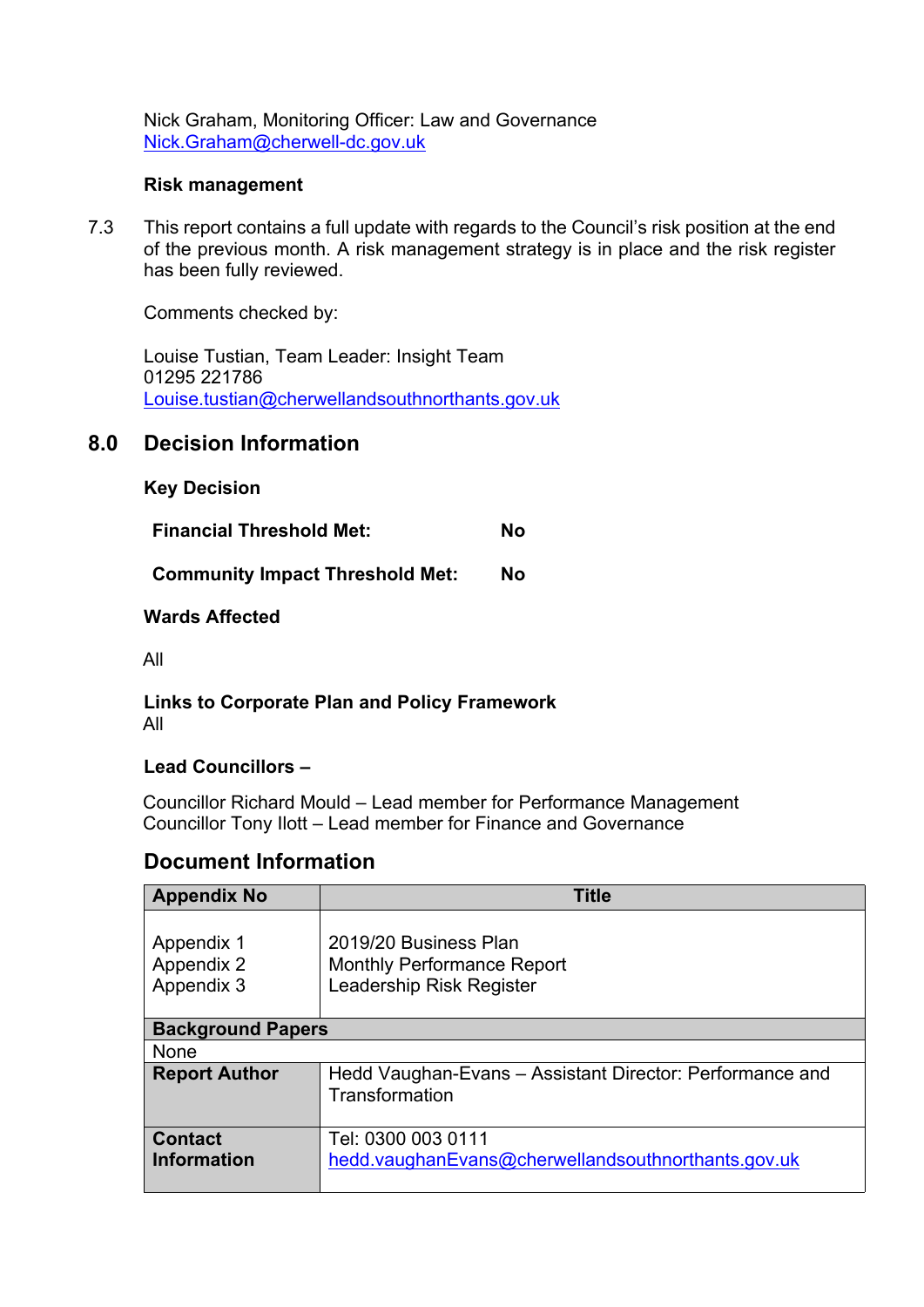Nick Graham, Monitoring Officer: Law and Governance
Nick.Graham@cherwell-dc.gov.uk

**Risk management**

7.3 This report contains a full update with regards to the Council's risk position at the end of the previous month. A risk management strategy is in place and the risk register has been fully reviewed.

Comments checked by:

Louise Tustian, Team Leader: Insight Team
01295 221786
Louise.tustian@cherwellandsouthnorthants.gov.uk

## 8.0 Decision Information

**Key Decision**

| | |
|---|---|
| **Financial Threshold Met:** | **No** |
| **Community Impact Threshold Met:** | **No** |

**Wards Affected**

All

**Links to Corporate Plan and Policy Framework**
All

**Lead Councillors –**

Councillor Richard Mould – Lead member for Performance Management
Councillor Tony Ilott – Lead member for Finance and Governance

### Document Information

| Appendix No | Title |
|---|---|
| Appendix 1<br>Appendix 2<br>Appendix 3 | 2019/20 Business Plan<br>Monthly Performance Report<br>Leadership Risk Register |
| **Background Papers** | |
| None | |
| **Report Author** | Hedd Vaughan-Evans – Assistant Director: Performance and Transformation |
| **Contact Information** | Tel: 0300 003 0111<br>hedd.vaughanEvans@cherwellandsouthnorthants.gov.uk |